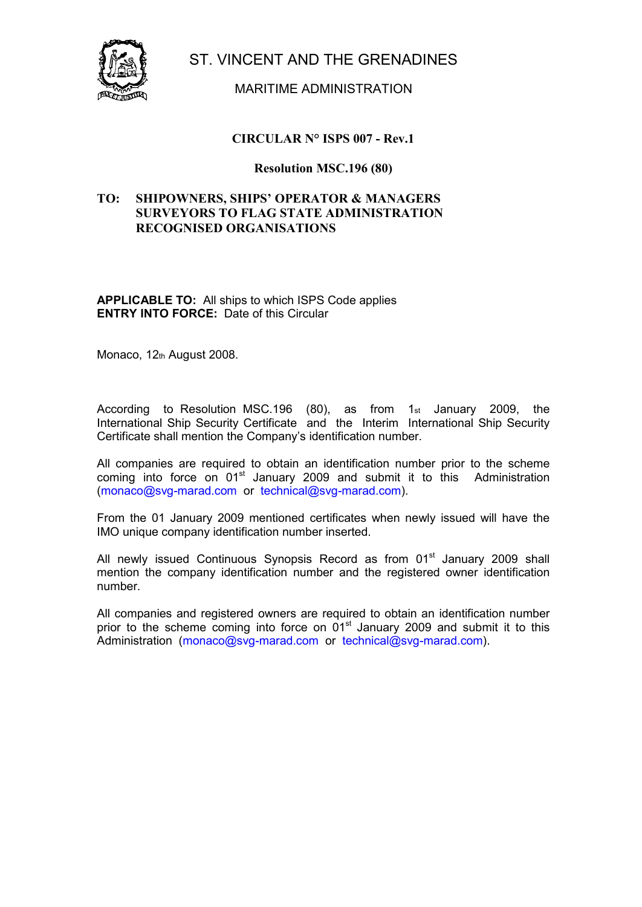# ST. VINCENT AND THE GRENADINES

## MARITIME ADMINISTRATION

### CIRCULAR N° ISPS 007 - Rev.1

### Resolution MSC.196 (80)

**TO: SHIPOWNERS, SHIPS' OPERATOR & MANAGERS**
**SURVEYORS TO FLAG STATE ADMINISTRATION**
**RECOGNISED ORGANISATIONS**

**APPLICABLE TO:** All ships to which ISPS Code applies
**ENTRY INTO FORCE:** Date of this Circular

Monaco, 12th August 2008.

According to Resolution MSC.196 (80), as from 1st January 2009, the International Ship Security Certificate and the Interim International Ship Security Certificate shall mention the Company's identification number.

All companies are required to obtain an identification number prior to the scheme coming into force on 01st January 2009 and submit it to this Administration (monaco@svg-marad.com or technical@svg-marad.com).

From the 01 January 2009 mentioned certificates when newly issued will have the IMO unique company identification number inserted.

All newly issued Continuous Synopsis Record as from 01st January 2009 shall mention the company identification number and the registered owner identification number.

All companies and registered owners are required to obtain an identification number prior to the scheme coming into force on 01st January 2009 and submit it to this Administration (monaco@svg-marad.com or technical@svg-marad.com).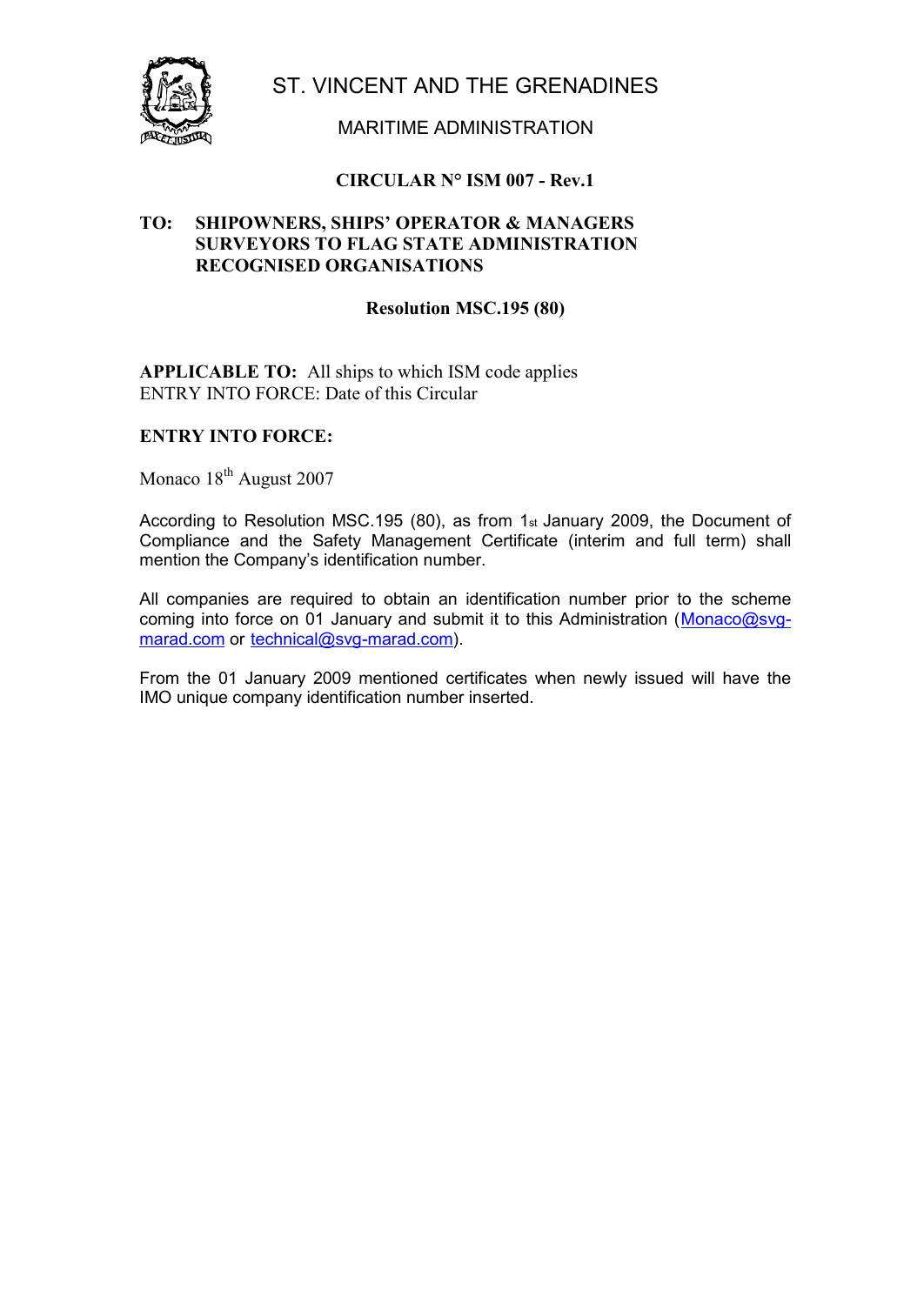# ST. VINCENT AND THE GRENADINES

## MARITIME ADMINISTRATION

### CIRCULAR N° ISM 007 - Rev.1

**TO: SHIPOWNERS, SHIPS' OPERATOR & MANAGERS
SURVEYORS TO FLAG STATE ADMINISTRATION
RECOGNISED ORGANISATIONS**

**Resolution MSC.195 (80)**

**APPLICABLE TO:** All ships to which ISM code applies
ENTRY INTO FORCE: Date of this Circular

**ENTRY INTO FORCE:**

Monaco 18th August 2007

According to Resolution MSC.195 (80), as from 1st January 2009, the Document of Compliance and the Safety Management Certificate (interim and full term) shall mention the Company's identification number.

All companies are required to obtain an identification number prior to the scheme coming into force on 01 January and submit it to this Administration (Monaco@svg-marad.com or technical@svg-marad.com).

From the 01 January 2009 mentioned certificates when newly issued will have the IMO unique company identification number inserted.